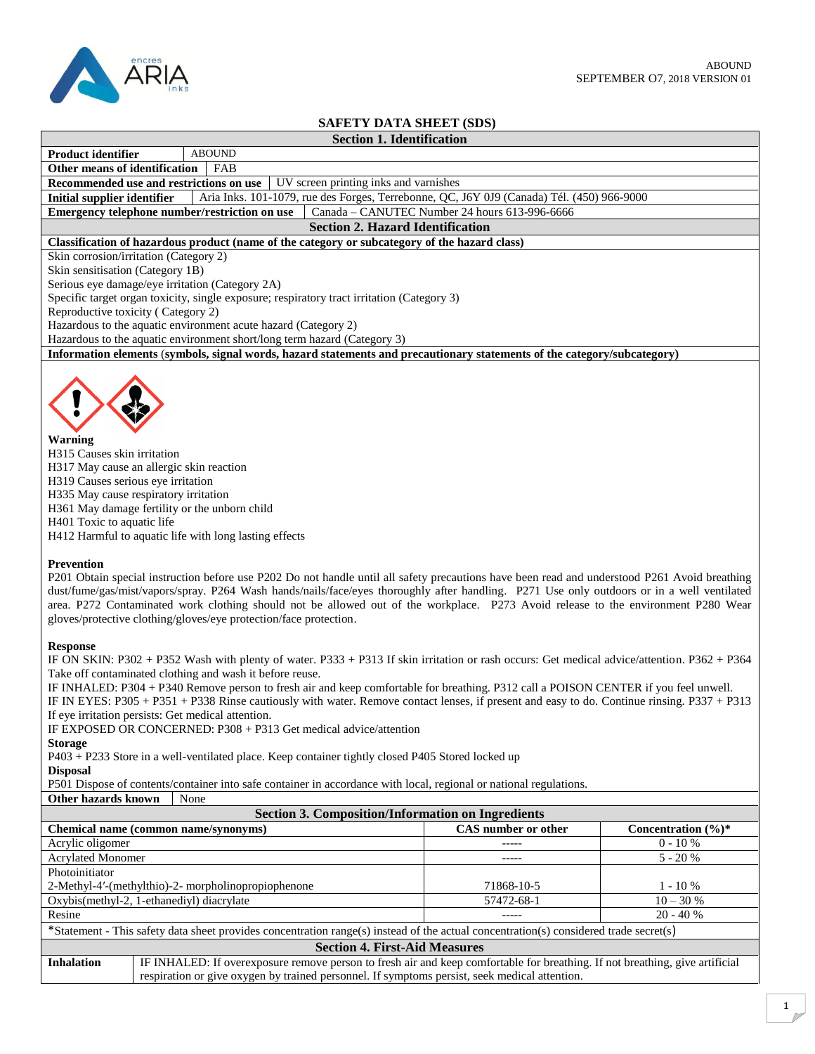ABOUND
SEPTEMBER O7, 2018 VERSION 01

# SAFETY DATA SHEET (SDS)

## Section 1. Identification

| | |
|---|---|
| **Product identifier** | ABOUND |
| **Other means of identification** | FAB |
| **Recommended use and restrictions on use** | UV screen printing inks and varnishes |
| **Initial supplier identifier** | Aria Inks. 101-1079, rue des Forges, Terrebonne, QC, J6Y 0J9 (Canada) Tél. (450) 966-9000 |
| **Emergency telephone number/restriction on use** | Canada – CANUTEC Number 24 hours 613-996-6666 |

## Section 2. Hazard Identification

**Classification of hazardous product (name of the category or subcategory of the hazard class)**

Skin corrosion/irritation (Category 2)
Skin sensitisation (Category 1B)
Serious eye damage/eye irritation (Category 2A)
Specific target organ toxicity, single exposure; respiratory tract irritation (Category 3)
Reproductive toxicity ( Category 2)
Hazardous to the aquatic environment acute hazard (Category 2)
Hazardous to the aquatic environment short/long term hazard (Category 3)

**Information elements (symbols, signal words, hazard statements and precautionary statements of the category/subcategory)**

**Warning**
H315 Causes skin irritation
H317 May cause an allergic skin reaction
H319 Causes serious eye irritation
H335 May cause respiratory irritation
H361 May damage fertility or the unborn child
H401 Toxic to aquatic life
H412 Harmful to aquatic life with long lasting effects

**Prevention**
P201 Obtain special instruction before use P202 Do not handle until all safety precautions have been read and understood P261 Avoid breathing dust/fume/gas/mist/vapors/spray. P264 Wash hands/nails/face/eyes thoroughly after handling. P271 Use only outdoors or in a well ventilated area. P272 Contaminated work clothing should not be allowed out of the workplace. P273 Avoid release to the environment P280 Wear gloves/protective clothing/gloves/eye protection/face protection.

**Response**
IF ON SKIN: P302 + P352 Wash with plenty of water. P333 + P313 If skin irritation or rash occurs: Get medical advice/attention. P362 + P364 Take off contaminated clothing and wash it before reuse.
IF INHALED: P304 + P340 Remove person to fresh air and keep comfortable for breathing. P312 call a POISON CENTER if you feel unwell.
IF IN EYES: P305 + P351 + P338 Rinse cautiously with water. Remove contact lenses, if present and easy to do. Continue rinsing. P337 + P313 If eye irritation persists: Get medical attention.
IF EXPOSED OR CONCERNED: P308 + P313 Get medical advice/attention

**Storage**
P403 + P233 Store in a well-ventilated place. Keep container tightly closed P405 Stored locked up

**Disposal**
P501 Dispose of contents/container into safe container in accordance with local, regional or national regulations.

**Other hazards known** | None

## Section 3. Composition/Information on Ingredients

| Chemical name (common name/synonyms) | CAS number or other | Concentration (%)* |
|---|---|---|
| Acrylic oligomer | ----- | 0 - 10 % |
| Acrylated Monomer | ----- | 5 - 20 % |
| Photoinitiator<br>2-Methyl-4′-(methylthio)-2- morpholinopropiophenone | 71868-10-5 | 1 - 10 % |
| Oxybis(methyl-2, 1-ethanediyl) diacrylate | 57472-68-1 | 10 – 30 % |
| Resine | ----- | 20 - 40 % |

*Statement - This safety data sheet provides concentration range(s) instead of the actual concentration(s) considered trade secret(s)

## Section 4. First-Aid Measures

| | |
|---|---|
| **Inhalation** | IF INHALED: If overexposure remove person to fresh air and keep comfortable for breathing. If not breathing, give artificial respiration or give oxygen by trained personnel. If symptoms persist, seek medical attention. |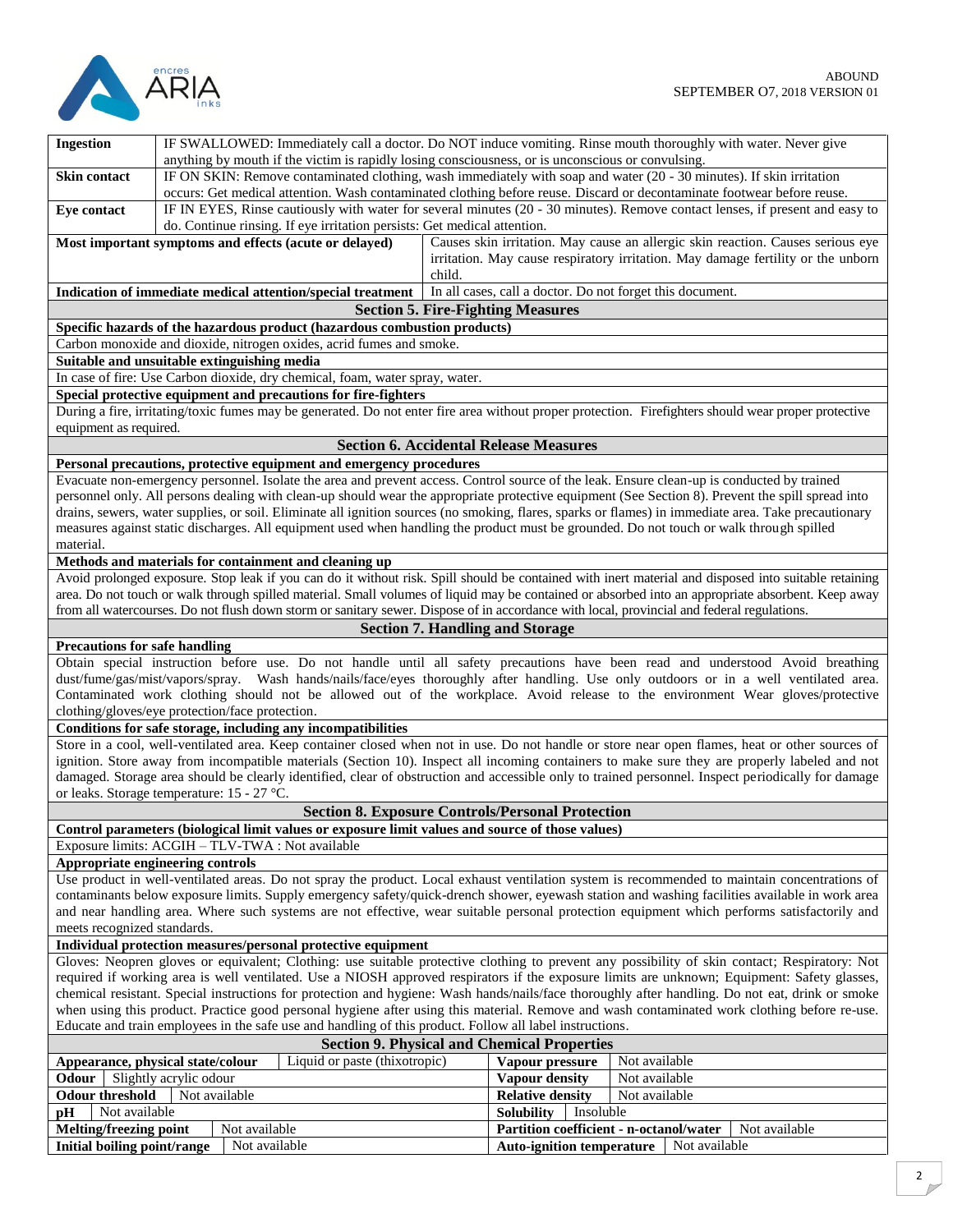| | |
|---|---|
| **Ingestion** | IF SWALLOWED: Immediately call a doctor. Do NOT induce vomiting. Rinse mouth thoroughly with water. Never give anything by mouth if the victim is rapidly losing consciousness, or is unconscious or convulsing. |
| **Skin contact** | IF ON SKIN: Remove contaminated clothing, wash immediately with soap and water (20 - 30 minutes). If skin irritation occurs: Get medical attention. Wash contaminated clothing before reuse. Discard or decontaminate footwear before reuse. |
| **Eye contact** | IF IN EYES, Rinse cautiously with water for several minutes (20 - 30 minutes). Remove contact lenses, if present and easy to do. Continue rinsing. If eye irritation persists: Get medical attention. |

| | |
|---|---|
| **Most important symptoms and effects (acute or delayed)** | Causes skin irritation. May cause an allergic skin reaction. Causes serious eye irritation. May cause respiratory irritation. May damage fertility or the unborn child. |
| **Indication of immediate medical attention/special treatment** | In all cases, call a doctor. Do not forget this document. |

## Section 5. Fire-Fighting Measures

**Specific hazards of the hazardous product (hazardous combustion products)**

Carbon monoxide and dioxide, nitrogen oxides, acrid fumes and smoke.

**Suitable and unsuitable extinguishing media**

In case of fire: Use Carbon dioxide, dry chemical, foam, water spray, water.

**Special protective equipment and precautions for fire-fighters**

During a fire, irritating/toxic fumes may be generated. Do not enter fire area without proper protection. Firefighters should wear proper protective equipment as required.

## Section 6. Accidental Release Measures

**Personal precautions, protective equipment and emergency procedures**

Evacuate non-emergency personnel. Isolate the area and prevent access. Control source of the leak. Ensure clean-up is conducted by trained personnel only. All persons dealing with clean-up should wear the appropriate protective equipment (See Section 8). Prevent the spill spread into drains, sewers, water supplies, or soil. Eliminate all ignition sources (no smoking, flares, sparks or flames) in immediate area. Take precautionary measures against static discharges. All equipment used when handling the product must be grounded. Do not touch or walk through spilled material.

**Methods and materials for containment and cleaning up**

Avoid prolonged exposure. Stop leak if you can do it without risk. Spill should be contained with inert material and disposed into suitable retaining area. Do not touch or walk through spilled material. Small volumes of liquid may be contained or absorbed into an appropriate absorbent. Keep away from all watercourses. Do not flush down storm or sanitary sewer. Dispose of in accordance with local, provincial and federal regulations.

## Section 7. Handling and Storage

**Precautions for safe handling**

Obtain special instruction before use. Do not handle until all safety precautions have been read and understood Avoid breathing dust/fume/gas/mist/vapors/spray. Wash hands/nails/face/eyes thoroughly after handling. Use only outdoors or in a well ventilated area. Contaminated work clothing should not be allowed out of the workplace. Avoid release to the environment Wear gloves/protective clothing/gloves/eye protection/face protection.

**Conditions for safe storage, including any incompatibilities**

Store in a cool, well-ventilated area. Keep container closed when not in use. Do not handle or store near open flames, heat or other sources of ignition. Store away from incompatible materials (Section 10). Inspect all incoming containers to make sure they are properly labeled and not damaged. Storage area should be clearly identified, clear of obstruction and accessible only to trained personnel. Inspect periodically for damage or leaks. Storage temperature: 15 - 27 °C.

## Section 8. Exposure Controls/Personal Protection

**Control parameters (biological limit values or exposure limit values and source of those values)**

Exposure limits: ACGIH – TLV-TWA : Not available

**Appropriate engineering controls**

Use product in well-ventilated areas. Do not spray the product. Local exhaust ventilation system is recommended to maintain concentrations of contaminants below exposure limits. Supply emergency safety/quick-drench shower, eyewash station and washing facilities available in work area and near handling area. Where such systems are not effective, wear suitable personal protection equipment which performs satisfactorily and meets recognized standards.

**Individual protection measures/personal protective equipment**

Gloves: Neopren gloves or equivalent; Clothing: use suitable protective clothing to prevent any possibility of skin contact; Respiratory: Not required if working area is well ventilated. Use a NIOSH approved respirators if the exposure limits are unknown; Equipment: Safety glasses, chemical resistant. Special instructions for protection and hygiene: Wash hands/nails/face thoroughly after handling. Do not eat, drink or smoke when using this product. Practice good personal hygiene after using this material. Remove and wash contaminated work clothing before re-use. Educate and train employees in the safe use and handling of this product. Follow all label instructions.

## Section 9. Physical and Chemical Properties

| | | | |
|---|---|---|---|
| **Appearance, physical state/colour** | Liquid or paste (thixotropic) | **Vapour pressure** | Not available |
| **Odour** | Slightly acrylic odour | **Vapour density** | Not available |
| **Odour threshold** | Not available | **Relative density** | Not available |
| **pH** | Not available | **Solubility** | Insoluble |
| **Melting/freezing point** | Not available | **Partition coefficient - n-octanol/water** | Not available |
| **Initial boiling point/range** | Not available | **Auto-ignition temperature** | Not available |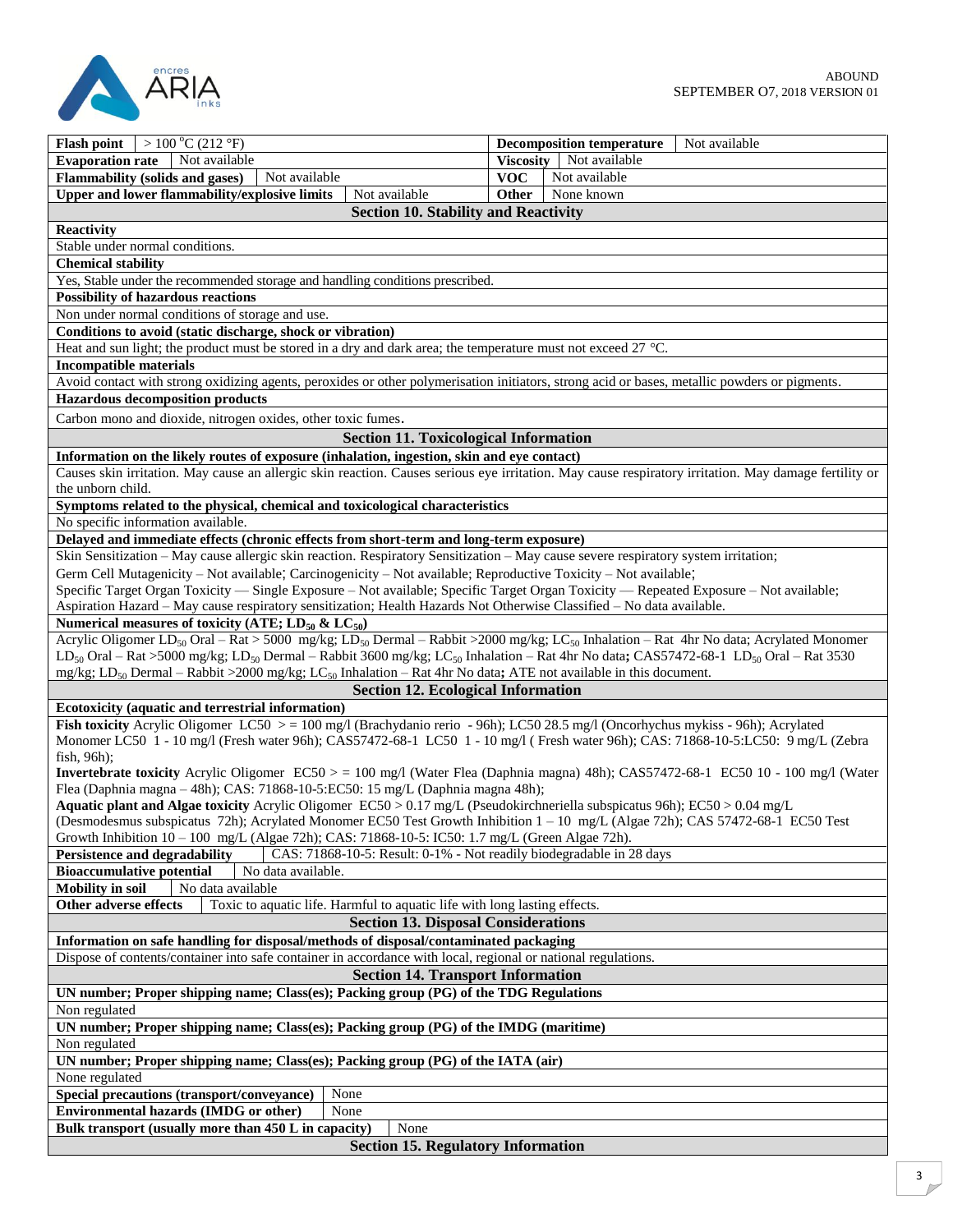| Flash point | > 100 °C (212 °F) | Decomposition temperature | Not available |
|---|---|---|---|
| Evaporation rate | Not available | Viscosity | Not available |
| Flammability (solids and gases) | Not available | VOC | Not available |
| Upper and lower flammability/explosive limits | Not available | Other | None known |

## Section 10. Stability and Reactivity

**Reactivity**

Stable under normal conditions.

**Chemical stability**

Yes, Stable under the recommended storage and handling conditions prescribed.

**Possibility of hazardous reactions**

Non under normal conditions of storage and use.

**Conditions to avoid (static discharge, shock or vibration)**

Heat and sun light; the product must be stored in a dry and dark area; the temperature must not exceed 27 °C.

**Incompatible materials**

Avoid contact with strong oxidizing agents, peroxides or other polymerisation initiators, strong acid or bases, metallic powders or pigments.

**Hazardous decomposition products**

Carbon mono and dioxide, nitrogen oxides, other toxic fumes.

## Section 11. Toxicological Information

**Information on the likely routes of exposure (inhalation, ingestion, skin and eye contact)**

Causes skin irritation. May cause an allergic skin reaction. Causes serious eye irritation. May cause respiratory irritation. May damage fertility or the unborn child.

**Symptoms related to the physical, chemical and toxicological characteristics**

No specific information available.

**Delayed and immediate effects (chronic effects from short-term and long-term exposure)**

Skin Sensitization – May cause allergic skin reaction. Respiratory Sensitization – May cause severe respiratory system irritation;
Germ Cell Mutagenicity – Not available; Carcinogenicity – Not available; Reproductive Toxicity – Not available;
Specific Target Organ Toxicity — Single Exposure – Not available; Specific Target Organ Toxicity — Repeated Exposure – Not available;
Aspiration Hazard – May cause respiratory sensitization; Health Hazards Not Otherwise Classified – No data available.

**Numerical measures of toxicity (ATE; $LD_{50}$ & $LC_{50}$)**

Acrylic Oligomer $LD_{50}$ Oral – Rat > 5000 mg/kg; $LD_{50}$ Dermal – Rabbit >2000 mg/kg; $LC_{50}$ Inhalation – Rat 4hr No data; Acrylated Monomer $LD_{50}$ Oral – Rat >5000 mg/kg; $LD_{50}$ Dermal – Rabbit 3600 mg/kg; $LC_{50}$ Inhalation – Rat 4hr No data**;** CAS57472-68-1 $LD_{50}$ Oral – Rat 3530 mg/kg; $LD_{50}$ Dermal – Rabbit >2000 mg/kg; $LC_{50}$ Inhalation – Rat 4hr No data**;** ATE not available in this document.

## Section 12. Ecological Information

**Ecotoxicity (aquatic and terrestrial information)**

**Fish toxicity** Acrylic Oligomer LC50 > = 100 mg/l (Brachydanio rerio - 96h); LC50 28.5 mg/l (Oncorhychus mykiss - 96h); Acrylated Monomer LC50 1 - 10 mg/l (Fresh water 96h); CAS57472-68-1 LC50 1 - 10 mg/l ( Fresh water 96h); CAS: 71868-10-5:LC50: 9 mg/L (Zebra fish, 96h);

**Invertebrate toxicity** Acrylic Oligomer EC50 > = 100 mg/l (Water Flea (Daphnia magna) 48h); CAS57472-68-1 EC50 10 - 100 mg/l (Water Flea (Daphnia magna – 48h); CAS: 71868-10-5:EC50: 15 mg/L (Daphnia magna 48h);

**Aquatic plant and Algae toxicity** Acrylic Oligomer EC50 > 0.17 mg/L (Pseudokirchneriella subspicatus 96h); EC50 > 0.04 mg/L (Desmodesmus subspicatus 72h); Acrylated Monomer EC50 Test Growth Inhibition 1 – 10 mg/L (Algae 72h); CAS 57472-68-1 EC50 Test Growth Inhibition 10 – 100 mg/L (Algae 72h); CAS: 71868-10-5: IC50: 1.7 mg/L (Green Algae 72h).

| Persistence and degradability | CAS: 71868-10-5: Result: 0-1% - Not readily biodegradable in 28 days |
|---|---|
| Bioaccumulative potential | No data available. |
| Mobility in soil | No data available |
| Other adverse effects | Toxic to aquatic life. Harmful to aquatic life with long lasting effects. |

## Section 13. Disposal Considerations

**Information on safe handling for disposal/methods of disposal/contaminated packaging**

Dispose of contents/container into safe container in accordance with local, regional or national regulations.

## Section 14. Transport Information

**UN number; Proper shipping name; Class(es); Packing group (PG) of the TDG Regulations**

Non regulated

**UN number; Proper shipping name; Class(es); Packing group (PG) of the IMDG (maritime)**

Non regulated

**UN number; Proper shipping name; Class(es); Packing group (PG) of the IATA (air)**

None regulated

| Special precautions (transport/conveyance) | None |
|---|---|
| Environmental hazards (IMDG or other) | None |
| Bulk transport (usually more than 450 L in capacity) | None |

## Section 15. Regulatory Information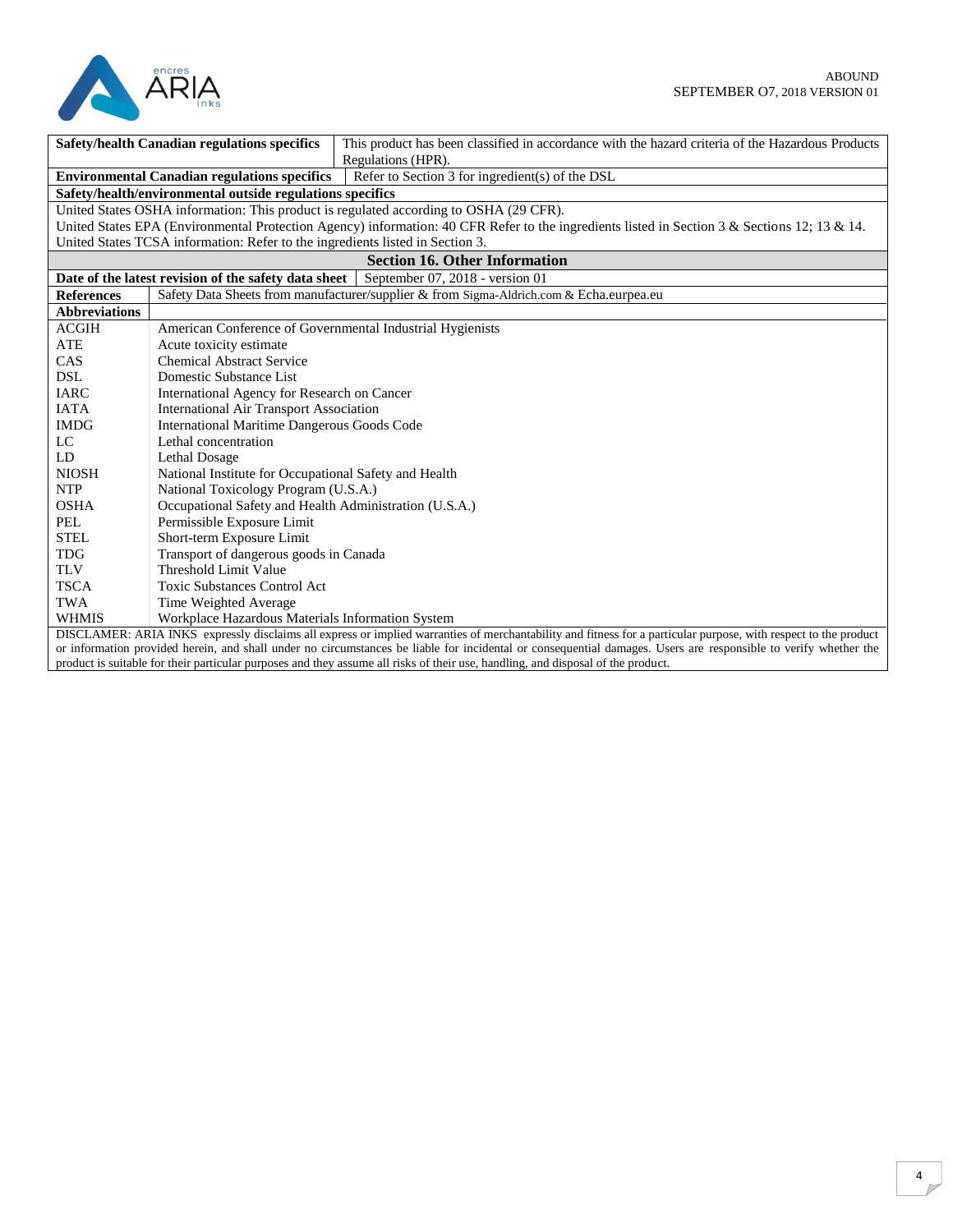| | |
|---|---|
| **Safety/health Canadian regulations specifics** | This product has been classified in accordance with the hazard criteria of the Hazardous Products Regulations (HPR). |
| **Environmental Canadian regulations specifics** | Refer to Section 3 for ingredient(s) of the DSL |

**Safety/health/environmental outside regulations specifics**

United States OSHA information: This product is regulated according to OSHA (29 CFR).

United States EPA (Environmental Protection Agency) information: 40 CFR Refer to the ingredients listed in Section 3 & Sections 12; 13 & 14.

United States TCSA information: Refer to the ingredients listed in Section 3.

## Section 16. Other Information

| | |
|---|---|
| **Date of the latest revision of the safety data sheet** | September 07, 2018 - version 01 |
| **References** | Safety Data Sheets from manufacturer/supplier & from Sigma-Aldrich.com & Echa.eurpea.eu |

**Abbreviations**

| | |
|---|---|
| ACGIH | American Conference of Governmental Industrial Hygienists |
| ATE | Acute toxicity estimate |
| CAS | Chemical Abstract Service |
| DSL | Domestic Substance List |
| IARC | International Agency for Research on Cancer |
| IATA | International Air Transport Association |
| IMDG | International Maritime Dangerous Goods Code |
| LC | Lethal concentration |
| LD | Lethal Dosage |
| NIOSH | National Institute for Occupational Safety and Health |
| NTP | National Toxicology Program (U.S.A.) |
| OSHA | Occupational Safety and Health Administration (U.S.A.) |
| PEL | Permissible Exposure Limit |
| STEL | Short-term Exposure Limit |
| TDG | Transport of dangerous goods in Canada |
| TLV | Threshold Limit Value |
| TSCA | Toxic Substances Control Act |
| TWA | Time Weighted Average |
| WHMIS | Workplace Hazardous Materials Information System |

DISCLAMER: ARIA INKS expressly disclaims all express or implied warranties of merchantability and fitness for a particular purpose, with respect to the product or information provided herein, and shall under no circumstances be liable for incidental or consequential damages. Users are responsible to verify whether the product is suitable for their particular purposes and they assume all risks of their use, handling, and disposal of the product.